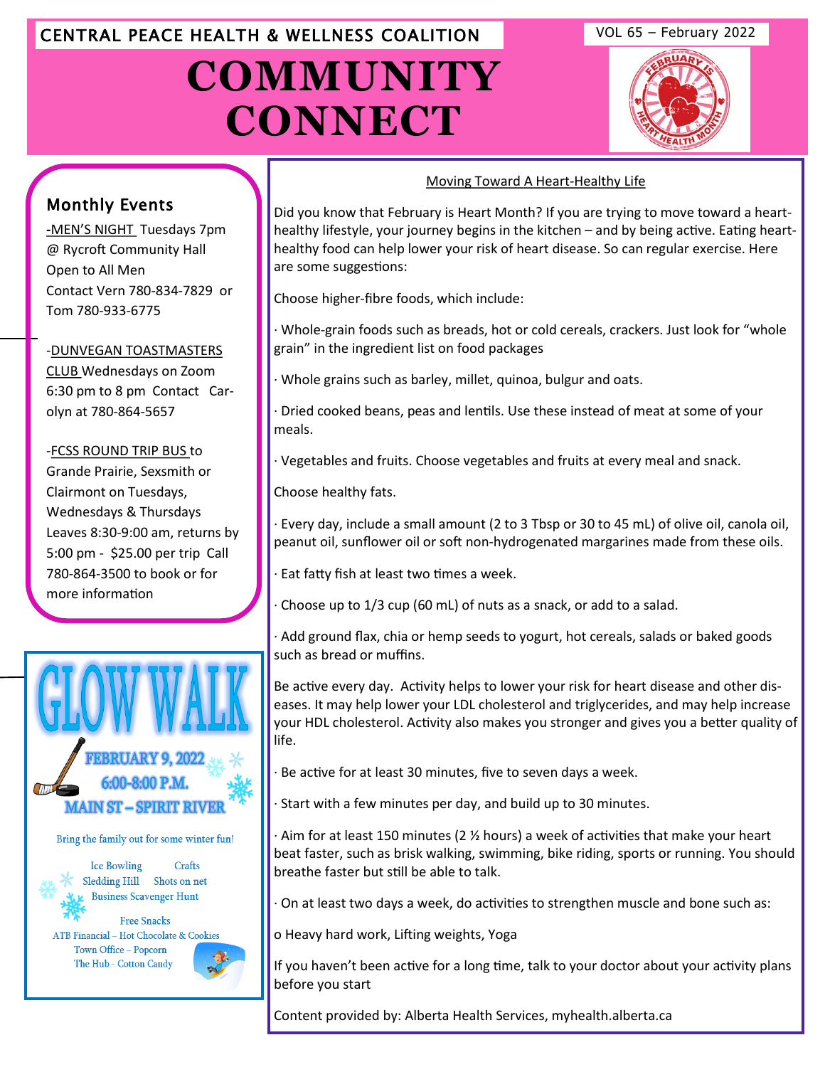CENTRAL PEACE HEALTH & WELLNESS COALITION

VOL 65 – February 2022

# COMMUNITY CONNECT

## Monthly Events

-MEN'S NIGHT Tuesdays 7pm @ Rycroft Community Hall Open to All Men Contact Vern 780-834-7829 or Tom 780-933-6775

-DUNVEGAN TOASTMASTERS CLUB Wednesdays on Zoom 6:30 pm to 8 pm Contact Carolyn at 780-864-5657

-FCSS ROUND TRIP BUS to Grande Prairie, Sexsmith or Clairmont on Tuesdays, Wednesdays & Thursdays Leaves 8:30-9:00 am, returns by 5:00 pm - $25.00 per trip Call 780-864-3500 to book or for more information

## GLOW WALK

**FEBRUARY 9, 2022**
**6:00-8:00 P.M.**
**MAIN ST – SPIRIT RIVER**

Bring the family out for some winter fun!

Ice Bowling
Crafts
Sledding Hill
Shots on net
Business Scavenger Hunt

Free Snacks
ATB Financial – Hot Chocolate & Cookies
Town Office – Popcorn
The Hub - Cotton Candy

## Moving Toward A Heart-Healthy Life

Did you know that February is Heart Month? If you are trying to move toward a heart-healthy lifestyle, your journey begins in the kitchen – and by being active. Eating heart-healthy food can help lower your risk of heart disease. So can regular exercise. Here are some suggestions:

Choose higher-fibre foods, which include:

- Whole-grain foods such as breads, hot or cold cereals, crackers. Just look for "whole grain" in the ingredient list on food packages
- Whole grains such as barley, millet, quinoa, bulgur and oats.
- Dried cooked beans, peas and lentils. Use these instead of meat at some of your meals.
- Vegetables and fruits. Choose vegetables and fruits at every meal and snack.

Choose healthy fats.

- Every day, include a small amount (2 to 3 Tbsp or 30 to 45 mL) of olive oil, canola oil, peanut oil, sunflower oil or soft non-hydrogenated margarines made from these oils.
- Eat fatty fish at least two times a week.
- Choose up to 1/3 cup (60 mL) of nuts as a snack, or add to a salad.
- Add ground flax, chia or hemp seeds to yogurt, hot cereals, salads or baked goods such as bread or muffins.

Be active every day. Activity helps to lower your risk for heart disease and other diseases. It may help lower your LDL cholesterol and triglycerides, and may help increase your HDL cholesterol. Activity also makes you stronger and gives you a better quality of life.

- Be active for at least 30 minutes, five to seven days a week.
- Start with a few minutes per day, and build up to 30 minutes.
- Aim for at least 150 minutes (2 ½ hours) a week of activities that make your heart beat faster, such as brisk walking, swimming, bike riding, sports or running. You should breathe faster but still be able to talk.
- On at least two days a week, do activities to strengthen muscle and bone such as:
  - Heavy hard work, Lifting weights, Yoga

If you haven't been active for a long time, talk to your doctor about your activity plans before you start

Content provided by: Alberta Health Services, myhealth.alberta.ca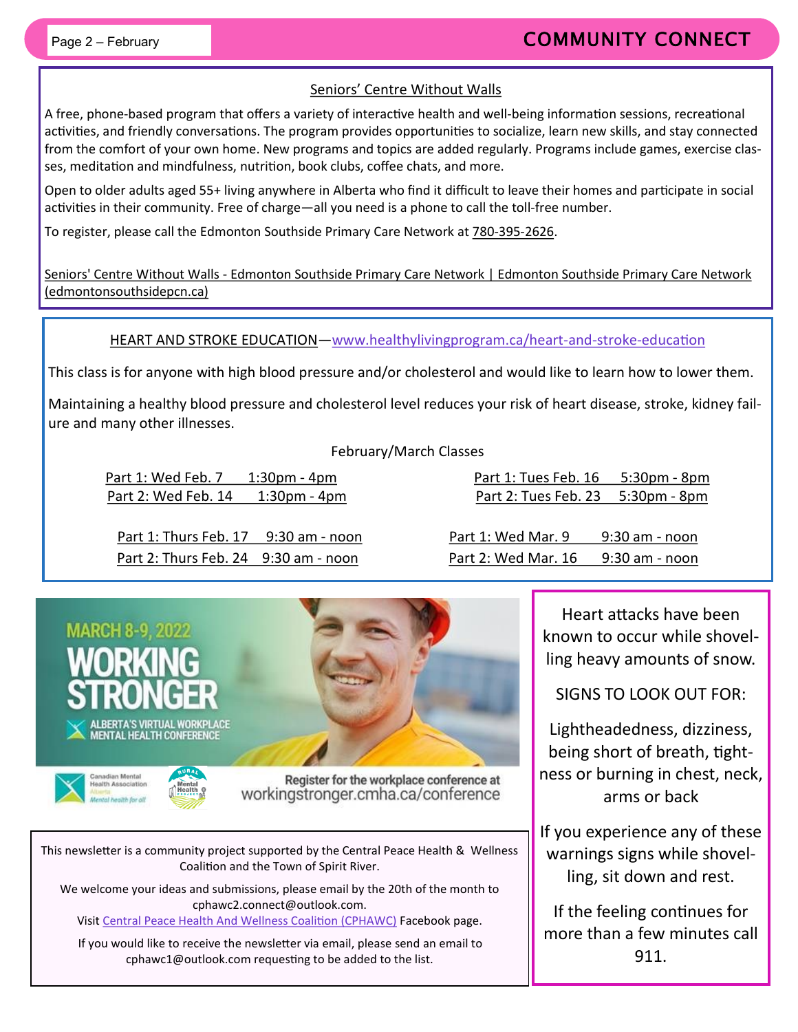## Seniors' Centre Without Walls

A free, phone-based program that offers a variety of interactive health and well-being information sessions, recreational activities, and friendly conversations. The program provides opportunities to socialize, learn new skills, and stay connected from the comfort of your own home. New programs and topics are added regularly. Programs include games, exercise classes, meditation and mindfulness, nutrition, book clubs, coffee chats, and more.

Open to older adults aged 55+ living anywhere in Alberta who find it difficult to leave their homes and participate in social activities in their community. Free of charge—all you need is a phone to call the toll-free number.

To register, please call the Edmonton Southside Primary Care Network at 780-395-2626.

Seniors' Centre Without Walls - Edmonton Southside Primary Care Network | Edmonton Southside Primary Care Network (edmontonsouthsidepcn.ca)

## HEART AND STROKE EDUCATION—www.healthylivingprogram.ca/heart-and-stroke-education

This class is for anyone with high blood pressure and/or cholesterol and would like to learn how to lower them.

Maintaining a healthy blood pressure and cholesterol level reduces your risk of heart disease, stroke, kidney failure and many other illnesses.

February/March Classes

Part 1: Wed Feb. 7 — 1:30pm - 4pm
Part 2: Wed Feb. 14 — 1:30pm - 4pm

Part 1: Tues Feb. 16 — 5:30pm - 8pm
Part 2: Tues Feb. 23 — 5:30pm - 8pm

Part 1: Thurs Feb. 17 — 9:30 am - noon
Part 2: Thurs Feb. 24 — 9:30 am - noon

Part 1: Wed Mar. 9 — 9:30 am - noon
Part 2: Wed Mar. 16 — 9:30 am - noon

MARCH 8-9, 2022

WORKING STRONGER

ALBERTA'S VIRTUAL WORKPLACE MENTAL HEALTH CONFERENCE

Canadian Mental Health Association Alberta — Mental health for all

Rural Mental Health Project

Register for the workplace conference at workingstronger.cmha.ca/conference

Heart attacks have been known to occur while shovelling heavy amounts of snow.

SIGNS TO LOOK OUT FOR:

Lightheadedness, dizziness, being short of breath, tightness or burning in chest, neck, arms or back

If you experience any of these warnings signs while shovelling, sit down and rest.

If the feeling continues for more than a few minutes call 911.

This newsletter is a community project supported by the Central Peace Health & Wellness Coalition and the Town of Spirit River.

We welcome your ideas and submissions, please email by the 20th of the month to cphawc2.connect@outlook.com.
Visit Central Peace Health And Wellness Coalition (CPHAWC) Facebook page.

If you would like to receive the newsletter via email, please send an email to cphawc1@outlook.com requesting to be added to the list.